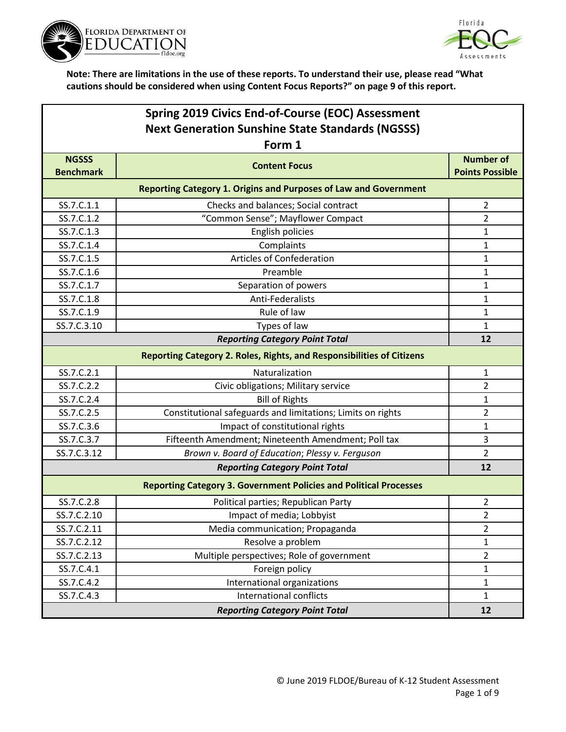**Note: There are limitations in the use of these reports. To understand their use, please read "What cautions should be considered when using Content Focus Reports?" on page 9 of this report.**

## Spring 2019 Civics End-of-Course (EOC) Assessment
## Next Generation Sunshine State Standards (NGSSS)
### Form 1

| NGSSS Benchmark | Content Focus | Number of Points Possible |
|---|---|---|
| **Reporting Category 1. Origins and Purposes of Law and Government** | | |
| SS.7.C.1.1 | Checks and balances; Social contract | 2 |
| SS.7.C.1.2 | "Common Sense"; Mayflower Compact | 2 |
| SS.7.C.1.3 | English policies | 1 |
| SS.7.C.1.4 | Complaints | 1 |
| SS.7.C.1.5 | Articles of Confederation | 1 |
| SS.7.C.1.6 | Preamble | 1 |
| SS.7.C.1.7 | Separation of powers | 1 |
| SS.7.C.1.8 | Anti-Federalists | 1 |
| SS.7.C.1.9 | Rule of law | 1 |
| SS.7.C.3.10 | Types of law | 1 |
| ***Reporting Category Point Total*** | | **12** |
| **Reporting Category 2. Roles, Rights, and Responsibilities of Citizens** | | |
| SS.7.C.2.1 | Naturalization | 1 |
| SS.7.C.2.2 | Civic obligations; Military service | 2 |
| SS.7.C.2.4 | Bill of Rights | 1 |
| SS.7.C.2.5 | Constitutional safeguards and limitations; Limits on rights | 2 |
| SS.7.C.3.6 | Impact of constitutional rights | 1 |
| SS.7.C.3.7 | Fifteenth Amendment; Nineteenth Amendment; Poll tax | 3 |
| SS.7.C.3.12 | *Brown v. Board of Education*; *Plessy v. Ferguson* | 2 |
| ***Reporting Category Point Total*** | | **12** |
| **Reporting Category 3. Government Policies and Political Processes** | | |
| SS.7.C.2.8 | Political parties; Republican Party | 2 |
| SS.7.C.2.10 | Impact of media; Lobbyist | 2 |
| SS.7.C.2.11 | Media communication; Propaganda | 2 |
| SS.7.C.2.12 | Resolve a problem | 1 |
| SS.7.C.2.13 | Multiple perspectives; Role of government | 2 |
| SS.7.C.4.1 | Foreign policy | 1 |
| SS.7.C.4.2 | International organizations | 1 |
| SS.7.C.4.3 | International conflicts | 1 |
| ***Reporting Category Point Total*** | | **12** |

© June 2019 FLDOE/Bureau of K-12 Student Assessment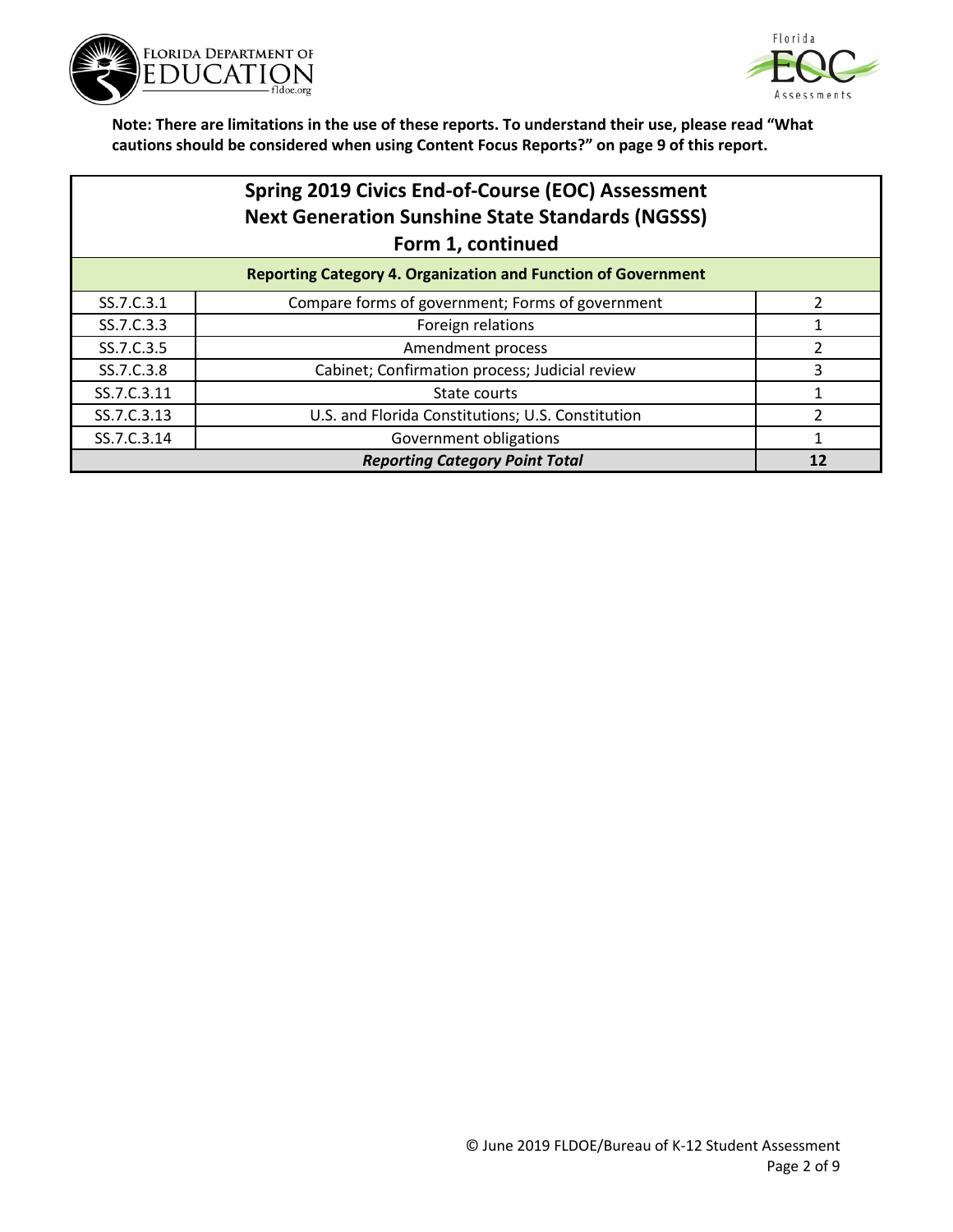**Note: There are limitations in the use of these reports. To understand their use, please read "What cautions should be considered when using Content Focus Reports?" on page 9 of this report.**

## Spring 2019 Civics End-of-Course (EOC) Assessment
## Next Generation Sunshine State Standards (NGSSS)
## Form 1, continued

| Reporting Category 4. Organization and Function of Government | | |
|---|---|---|
| SS.7.C.3.1 | Compare forms of government; Forms of government | 2 |
| SS.7.C.3.3 | Foreign relations | 1 |
| SS.7.C.3.5 | Amendment process | 2 |
| SS.7.C.3.8 | Cabinet; Confirmation process; Judicial review | 3 |
| SS.7.C.3.11 | State courts | 1 |
| SS.7.C.3.13 | U.S. and Florida Constitutions; U.S. Constitution | 2 |
| SS.7.C.3.14 | Government obligations | 1 |
| ***Reporting Category Point Total*** | | **12** |

© June 2019 FLDOE/Bureau of K-12 Student Assessment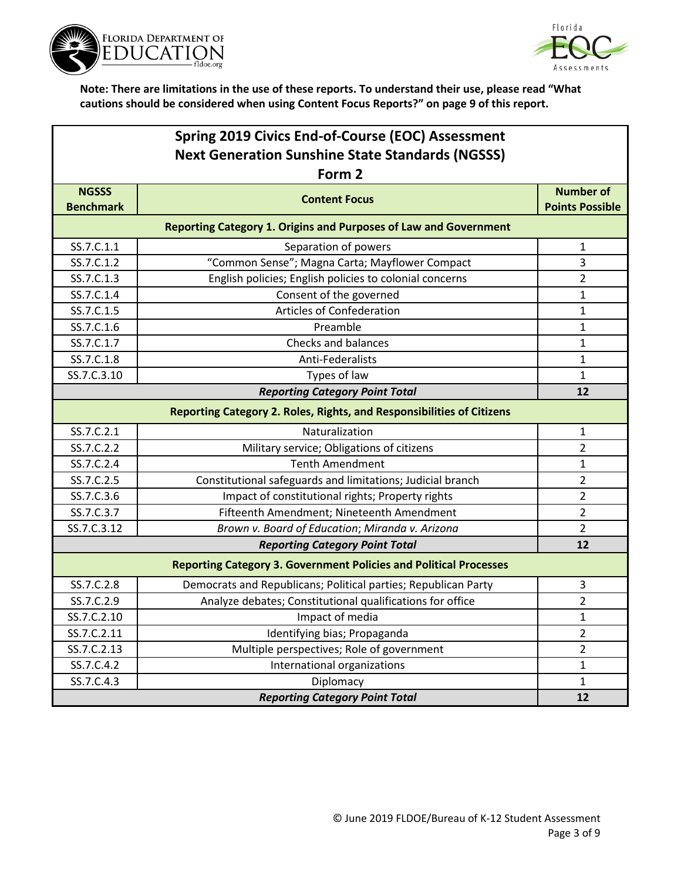**Note: There are limitations in the use of these reports. To understand their use, please read "What cautions should be considered when using Content Focus Reports?" on page 9 of this report.**

| Spring 2019 Civics End-of-Course (EOC) Assessment<br>Next Generation Sunshine State Standards (NGSSS)<br>Form 2 | | |
|---|---|---|
| **NGSSS Benchmark** | **Content Focus** | **Number of Points Possible** |
| **Reporting Category 1. Origins and Purposes of Law and Government** | | |
| SS.7.C.1.1 | Separation of powers | 1 |
| SS.7.C.1.2 | "Common Sense"; Magna Carta; Mayflower Compact | 3 |
| SS.7.C.1.3 | English policies; English policies to colonial concerns | 2 |
| SS.7.C.1.4 | Consent of the governed | 1 |
| SS.7.C.1.5 | Articles of Confederation | 1 |
| SS.7.C.1.6 | Preamble | 1 |
| SS.7.C.1.7 | Checks and balances | 1 |
| SS.7.C.1.8 | Anti-Federalists | 1 |
| SS.7.C.3.10 | Types of law | 1 |
| ***Reporting Category Point Total*** | | **12** |
| **Reporting Category 2. Roles, Rights, and Responsibilities of Citizens** | | |
| SS.7.C.2.1 | Naturalization | 1 |
| SS.7.C.2.2 | Military service; Obligations of citizens | 2 |
| SS.7.C.2.4 | Tenth Amendment | 1 |
| SS.7.C.2.5 | Constitutional safeguards and limitations; Judicial branch | 2 |
| SS.7.C.3.6 | Impact of constitutional rights; Property rights | 2 |
| SS.7.C.3.7 | Fifteenth Amendment; Nineteenth Amendment | 2 |
| SS.7.C.3.12 | *Brown v. Board of Education*; *Miranda v. Arizona* | 2 |
| ***Reporting Category Point Total*** | | **12** |
| **Reporting Category 3. Government Policies and Political Processes** | | |
| SS.7.C.2.8 | Democrats and Republicans; Political parties; Republican Party | 3 |
| SS.7.C.2.9 | Analyze debates; Constitutional qualifications for office | 2 |
| SS.7.C.2.10 | Impact of media | 1 |
| SS.7.C.2.11 | Identifying bias; Propaganda | 2 |
| SS.7.C.2.13 | Multiple perspectives; Role of government | 2 |
| SS.7.C.4.2 | International organizations | 1 |
| SS.7.C.4.3 | Diplomacy | 1 |
| ***Reporting Category Point Total*** | | **12** |

© June 2019 FLDOE/Bureau of K-12 Student Assessment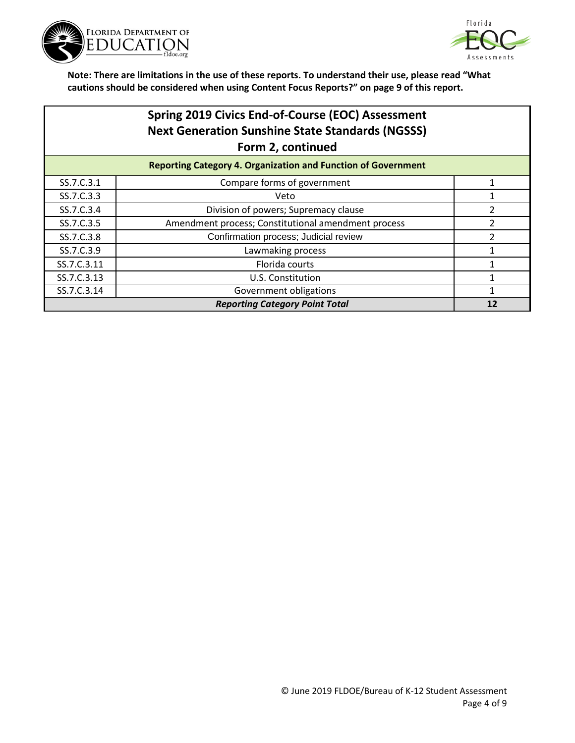**Note: There are limitations in the use of these reports. To understand their use, please read "What cautions should be considered when using Content Focus Reports?" on page 9 of this report.**

## Spring 2019 Civics End-of-Course (EOC) Assessment
## Next Generation Sunshine State Standards (NGSSS)
## Form 2, continued

| Reporting Category 4. Organization and Function of Government | | |
|---|---|---|
| SS.7.C.3.1 | Compare forms of government | 1 |
| SS.7.C.3.3 | Veto | 1 |
| SS.7.C.3.4 | Division of powers; Supremacy clause | 2 |
| SS.7.C.3.5 | Amendment process; Constitutional amendment process | 2 |
| SS.7.C.3.8 | Confirmation process; Judicial review | 2 |
| SS.7.C.3.9 | Lawmaking process | 1 |
| SS.7.C.3.11 | Florida courts | 1 |
| SS.7.C.3.13 | U.S. Constitution | 1 |
| SS.7.C.3.14 | Government obligations | 1 |
| ***Reporting Category Point Total*** | | **12** |

© June 2019 FLDOE/Bureau of K-12 Student Assessment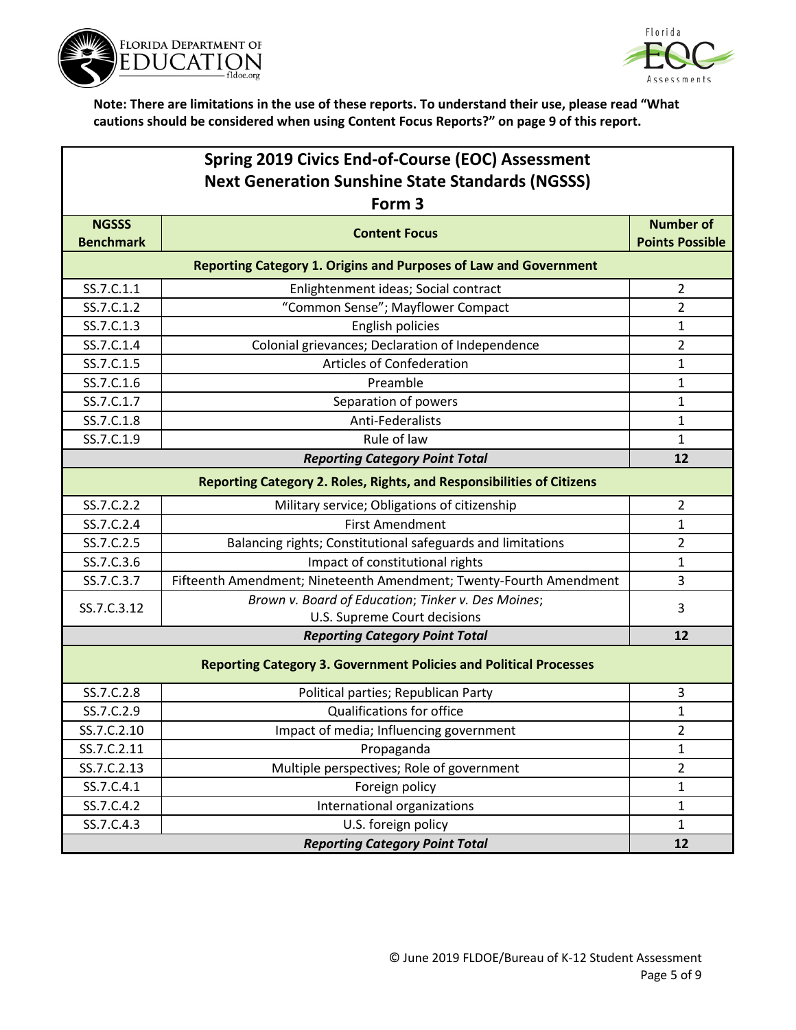**Note: There are limitations in the use of these reports. To understand their use, please read "What cautions should be considered when using Content Focus Reports?" on page 9 of this report.**

## Spring 2019 Civics End-of-Course (EOC) Assessment
## Next Generation Sunshine State Standards (NGSSS)
### Form 3

| NGSSS Benchmark | Content Focus | Number of Points Possible |
|---|---|---|
| **Reporting Category 1. Origins and Purposes of Law and Government** | | |
| SS.7.C.1.1 | Enlightenment ideas; Social contract | 2 |
| SS.7.C.1.2 | "Common Sense"; Mayflower Compact | 2 |
| SS.7.C.1.3 | English policies | 1 |
| SS.7.C.1.4 | Colonial grievances; Declaration of Independence | 2 |
| SS.7.C.1.5 | Articles of Confederation | 1 |
| SS.7.C.1.6 | Preamble | 1 |
| SS.7.C.1.7 | Separation of powers | 1 |
| SS.7.C.1.8 | Anti-Federalists | 1 |
| SS.7.C.1.9 | Rule of law | 1 |
| ***Reporting Category Point Total*** | | **12** |
| **Reporting Category 2. Roles, Rights, and Responsibilities of Citizens** | | |
| SS.7.C.2.2 | Military service; Obligations of citizenship | 2 |
| SS.7.C.2.4 | First Amendment | 1 |
| SS.7.C.2.5 | Balancing rights; Constitutional safeguards and limitations | 2 |
| SS.7.C.3.6 | Impact of constitutional rights | 1 |
| SS.7.C.3.7 | Fifteenth Amendment; Nineteenth Amendment; Twenty-Fourth Amendment | 3 |
| SS.7.C.3.12 | *Brown v. Board of Education*; *Tinker v. Des Moines*; U.S. Supreme Court decisions | 3 |
| ***Reporting Category Point Total*** | | **12** |
| **Reporting Category 3. Government Policies and Political Processes** | | |
| SS.7.C.2.8 | Political parties; Republican Party | 3 |
| SS.7.C.2.9 | Qualifications for office | 1 |
| SS.7.C.2.10 | Impact of media; Influencing government | 2 |
| SS.7.C.2.11 | Propaganda | 1 |
| SS.7.C.2.13 | Multiple perspectives; Role of government | 2 |
| SS.7.C.4.1 | Foreign policy | 1 |
| SS.7.C.4.2 | International organizations | 1 |
| SS.7.C.4.3 | U.S. foreign policy | 1 |
| ***Reporting Category Point Total*** | | **12** |

© June 2019 FLDOE/Bureau of K-12 Student Assessment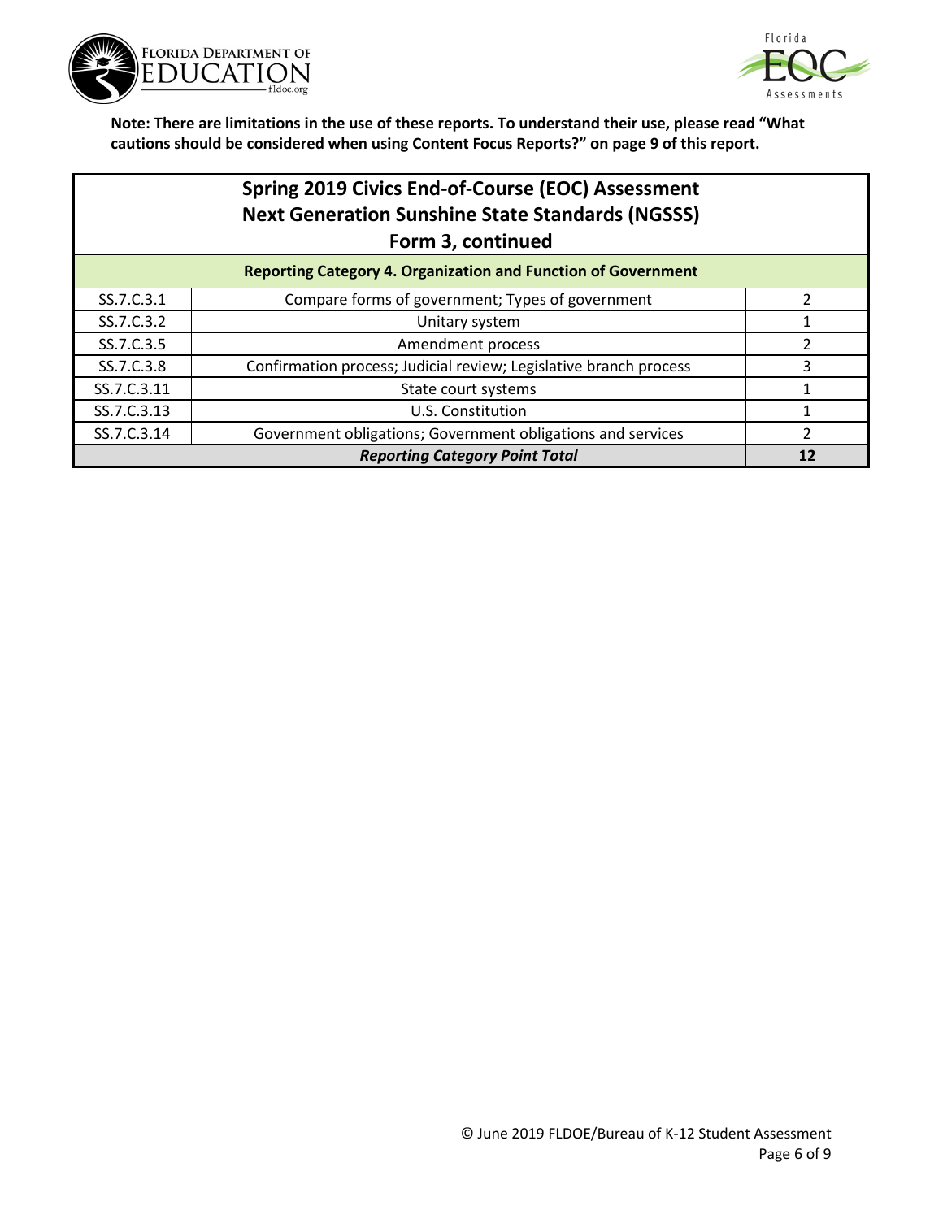**Note: There are limitations in the use of these reports. To understand their use, please read "What cautions should be considered when using Content Focus Reports?" on page 9 of this report.**

## Spring 2019 Civics End-of-Course (EOC) Assessment Next Generation Sunshine State Standards (NGSSS) Form 3, continued

| Reporting Category 4. Organization and Function of Government | | |
|---|---|---|
| SS.7.C.3.1 | Compare forms of government; Types of government | 2 |
| SS.7.C.3.2 | Unitary system | 1 |
| SS.7.C.3.5 | Amendment process | 2 |
| SS.7.C.3.8 | Confirmation process; Judicial review; Legislative branch process | 3 |
| SS.7.C.3.11 | State court systems | 1 |
| SS.7.C.3.13 | U.S. Constitution | 1 |
| SS.7.C.3.14 | Government obligations; Government obligations and services | 2 |
| | ***Reporting Category Point Total*** | **12** |

© June 2019 FLDOE/Bureau of K-12 Student Assessment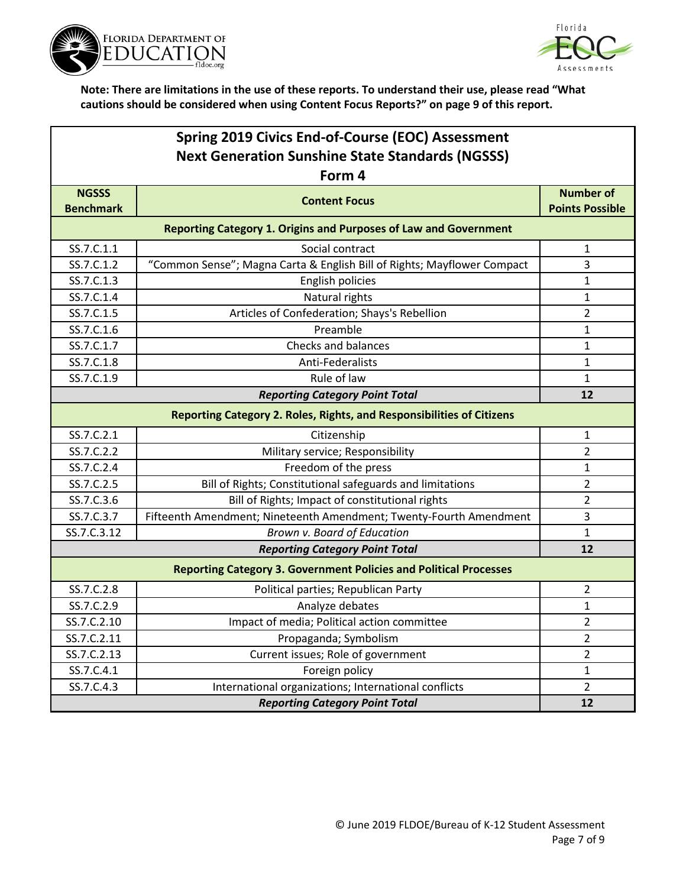**Note: There are limitations in the use of these reports. To understand their use, please read "What cautions should be considered when using Content Focus Reports?" on page 9 of this report.**

## Spring 2019 Civics End-of-Course (EOC) Assessment
## Next Generation Sunshine State Standards (NGSSS)
### Form 4

| NGSSS Benchmark | Content Focus | Number of Points Possible |
|---|---|---|
| **Reporting Category 1. Origins and Purposes of Law and Government** | | |
| SS.7.C.1.1 | Social contract | 1 |
| SS.7.C.1.2 | "Common Sense"; Magna Carta & English Bill of Rights; Mayflower Compact | 3 |
| SS.7.C.1.3 | English policies | 1 |
| SS.7.C.1.4 | Natural rights | 1 |
| SS.7.C.1.5 | Articles of Confederation; Shays's Rebellion | 2 |
| SS.7.C.1.6 | Preamble | 1 |
| SS.7.C.1.7 | Checks and balances | 1 |
| SS.7.C.1.8 | Anti-Federalists | 1 |
| SS.7.C.1.9 | Rule of law | 1 |
| ***Reporting Category Point Total*** | | **12** |
| **Reporting Category 2. Roles, Rights, and Responsibilities of Citizens** | | |
| SS.7.C.2.1 | Citizenship | 1 |
| SS.7.C.2.2 | Military service; Responsibility | 2 |
| SS.7.C.2.4 | Freedom of the press | 1 |
| SS.7.C.2.5 | Bill of Rights; Constitutional safeguards and limitations | 2 |
| SS.7.C.3.6 | Bill of Rights; Impact of constitutional rights | 2 |
| SS.7.C.3.7 | Fifteenth Amendment; Nineteenth Amendment; Twenty-Fourth Amendment | 3 |
| SS.7.C.3.12 | *Brown v. Board of Education* | 1 |
| ***Reporting Category Point Total*** | | **12** |
| **Reporting Category 3. Government Policies and Political Processes** | | |
| SS.7.C.2.8 | Political parties; Republican Party | 2 |
| SS.7.C.2.9 | Analyze debates | 1 |
| SS.7.C.2.10 | Impact of media; Political action committee | 2 |
| SS.7.C.2.11 | Propaganda; Symbolism | 2 |
| SS.7.C.2.13 | Current issues; Role of government | 2 |
| SS.7.C.4.1 | Foreign policy | 1 |
| SS.7.C.4.3 | International organizations; International conflicts | 2 |
| ***Reporting Category Point Total*** | | **12** |

© June 2019 FLDOE/Bureau of K-12 Student Assessment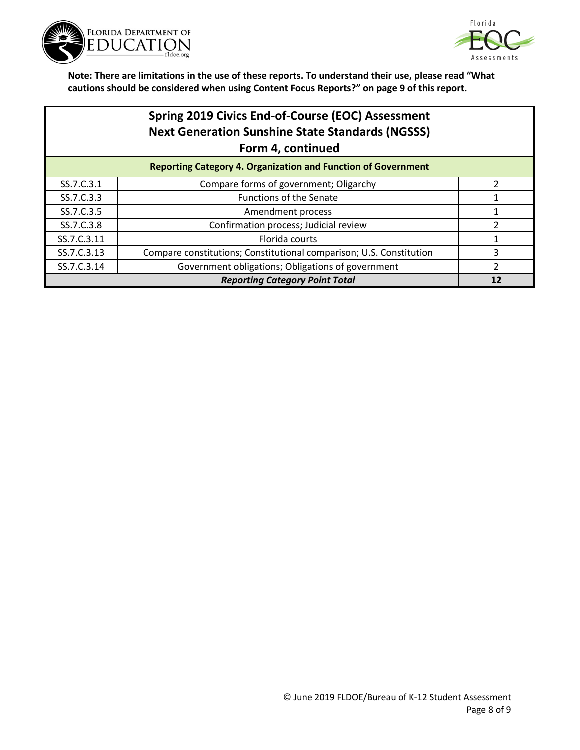**Note: There are limitations in the use of these reports. To understand their use, please read "What cautions should be considered when using Content Focus Reports?" on page 9 of this report.**

## Spring 2019 Civics End-of-Course (EOC) Assessment
## Next Generation Sunshine State Standards (NGSSS)
## Form 4, continued

| Reporting Category 4. Organization and Function of Government | | |
|---|---|---|
| SS.7.C.3.1 | Compare forms of government; Oligarchy | 2 |
| SS.7.C.3.3 | Functions of the Senate | 1 |
| SS.7.C.3.5 | Amendment process | 1 |
| SS.7.C.3.8 | Confirmation process; Judicial review | 2 |
| SS.7.C.3.11 | Florida courts | 1 |
| SS.7.C.3.13 | Compare constitutions; Constitutional comparison; U.S. Constitution | 3 |
| SS.7.C.3.14 | Government obligations; Obligations of government | 2 |
| ***Reporting Category Point Total*** | | **12** |

© June 2019 FLDOE/Bureau of K-12 Student Assessment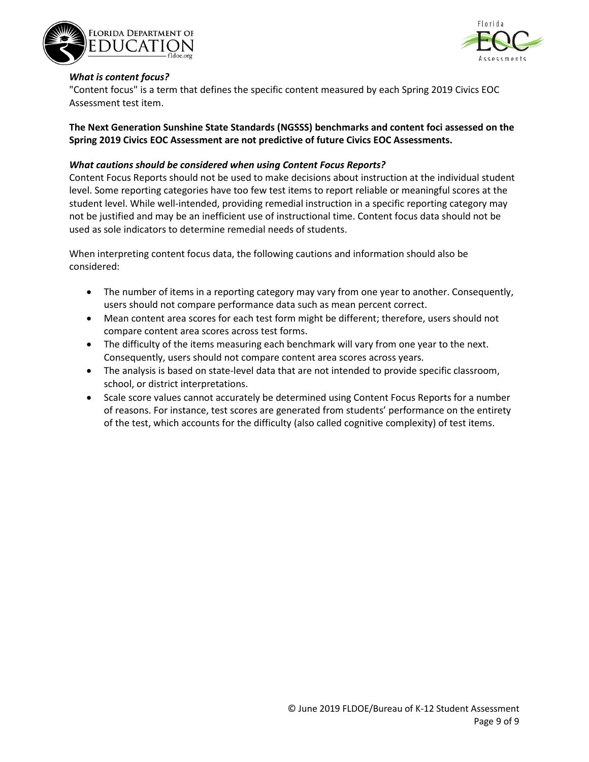### *What is content focus?*

"Content focus" is a term that defines the specific content measured by each Spring 2019 Civics EOC Assessment test item.

**The Next Generation Sunshine State Standards (NGSSS) benchmarks and content foci assessed on the Spring 2019 Civics EOC Assessment are not predictive of future Civics EOC Assessments.**

### *What cautions should be considered when using Content Focus Reports?*

Content Focus Reports should not be used to make decisions about instruction at the individual student level. Some reporting categories have too few test items to report reliable or meaningful scores at the student level. While well-intended, providing remedial instruction in a specific reporting category may not be justified and may be an inefficient use of instructional time. Content focus data should not be used as sole indicators to determine remedial needs of students.

When interpreting content focus data, the following cautions and information should also be considered:

- The number of items in a reporting category may vary from one year to another. Consequently, users should not compare performance data such as mean percent correct.
- Mean content area scores for each test form might be different; therefore, users should not compare content area scores across test forms.
- The difficulty of the items measuring each benchmark will vary from one year to the next. Consequently, users should not compare content area scores across years.
- The analysis is based on state-level data that are not intended to provide specific classroom, school, or district interpretations.
- Scale score values cannot accurately be determined using Content Focus Reports for a number of reasons. For instance, test scores are generated from students' performance on the entirety of the test, which accounts for the difficulty (also called cognitive complexity) of test items.